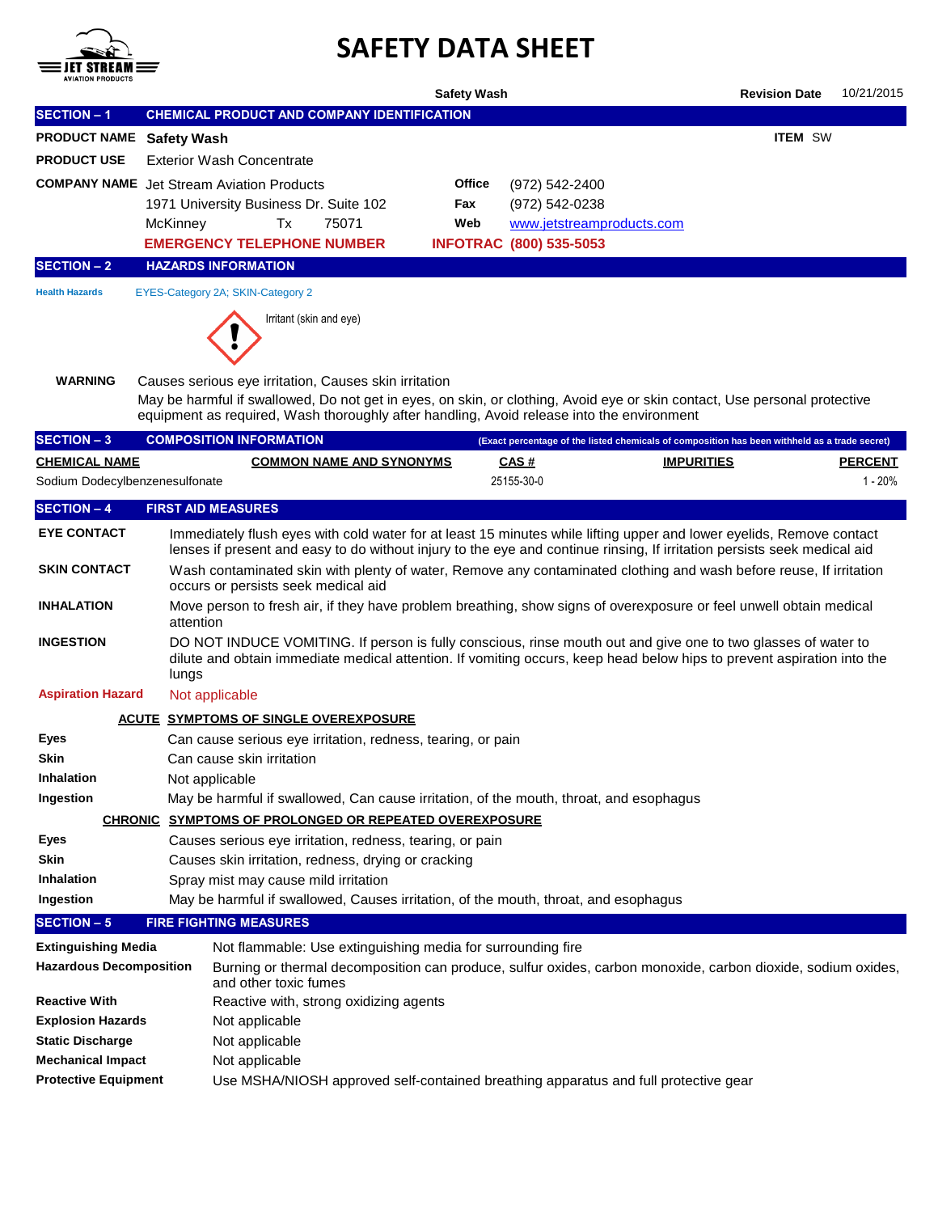# SAFETY DATA SHEET

**Safety Wash** | **Revision Date** 10/21/2015

## SECTION – 1 CHEMICAL PRODUCT AND COMPANY IDENTIFICATION

**PRODUCT NAME** **Safety Wash** **ITEM** SW

**PRODUCT USE** Exterior Wash Concentrate

**COMPANY NAME** Jet Stream Aviation Products
1971 University Business Dr. Suite 102
McKinney Tx 75071

**Office** (972) 542-2400
**Fax** (972) 542-0238
**Web** www.jetstreamproducts.com

**EMERGENCY TELEPHONE NUMBER** **INFOTRAC (800) 535-5053**

## SECTION – 2 HAZARDS INFORMATION

**Health Hazards** EYES-Category 2A; SKIN-Category 2

Irritant (skin and eye)

**WARNING** Causes serious eye irritation, Causes skin irritation
May be harmful if swallowed, Do not get in eyes, on skin, or clothing, Avoid eye or skin contact, Use personal protective equipment as required, Wash thoroughly after handling, Avoid release into the environment

## SECTION – 3 COMPOSITION INFORMATION

(Exact percentage of the listed chemicals of composition has been withheld as a trade secret)

| CHEMICAL NAME | COMMON NAME AND SYNONYMS | CAS # | IMPURITIES | PERCENT |
|---|---|---|---|---|
| Sodium Dodecylbenzenesulfonate | | 25155-30-0 | | 1 - 20% |

## SECTION – 4 FIRST AID MEASURES

**EYE CONTACT** Immediately flush eyes with cold water for at least 15 minutes while lifting upper and lower eyelids, Remove contact lenses if present and easy to do without injury to the eye and continue rinsing, If irritation persists seek medical aid

**SKIN CONTACT** Wash contaminated skin with plenty of water, Remove any contaminated clothing and wash before reuse, If irritation occurs or persists seek medical aid

**INHALATION** Move person to fresh air, if they have problem breathing, show signs of overexposure or feel unwell obtain medical attention

**INGESTION** DO NOT INDUCE VOMITING. If person is fully conscious, rinse mouth out and give one to two glasses of water to dilute and obtain immediate medical attention. If vomiting occurs, keep head below hips to prevent aspiration into the lungs

**Aspiration Hazard** Not applicable

### ACUTE SYMPTOMS OF SINGLE OVEREXPOSURE

**Eyes** Can cause serious eye irritation, redness, tearing, or pain
**Skin** Can cause skin irritation
**Inhalation** Not applicable
**Ingestion** May be harmful if swallowed, Can cause irritation, of the mouth, throat, and esophagus

### CHRONIC SYMPTOMS OF PROLONGED OR REPEATED OVEREXPOSURE

**Eyes** Causes serious eye irritation, redness, tearing, or pain
**Skin** Causes skin irritation, redness, drying or cracking
**Inhalation** Spray mist may cause mild irritation
**Ingestion** May be harmful if swallowed, Causes irritation, of the mouth, throat, and esophagus

## SECTION – 5 FIRE FIGHTING MEASURES

**Extinguishing Media** Not flammable: Use extinguishing media for surrounding fire
**Hazardous Decomposition** Burning or thermal decomposition can produce, sulfur oxides, carbon monoxide, carbon dioxide, sodium oxides, and other toxic fumes
**Reactive With** Reactive with, strong oxidizing agents
**Explosion Hazards** Not applicable
**Static Discharge** Not applicable
**Mechanical Impact** Not applicable
**Protective Equipment** Use MSHA/NIOSH approved self-contained breathing apparatus and full protective gear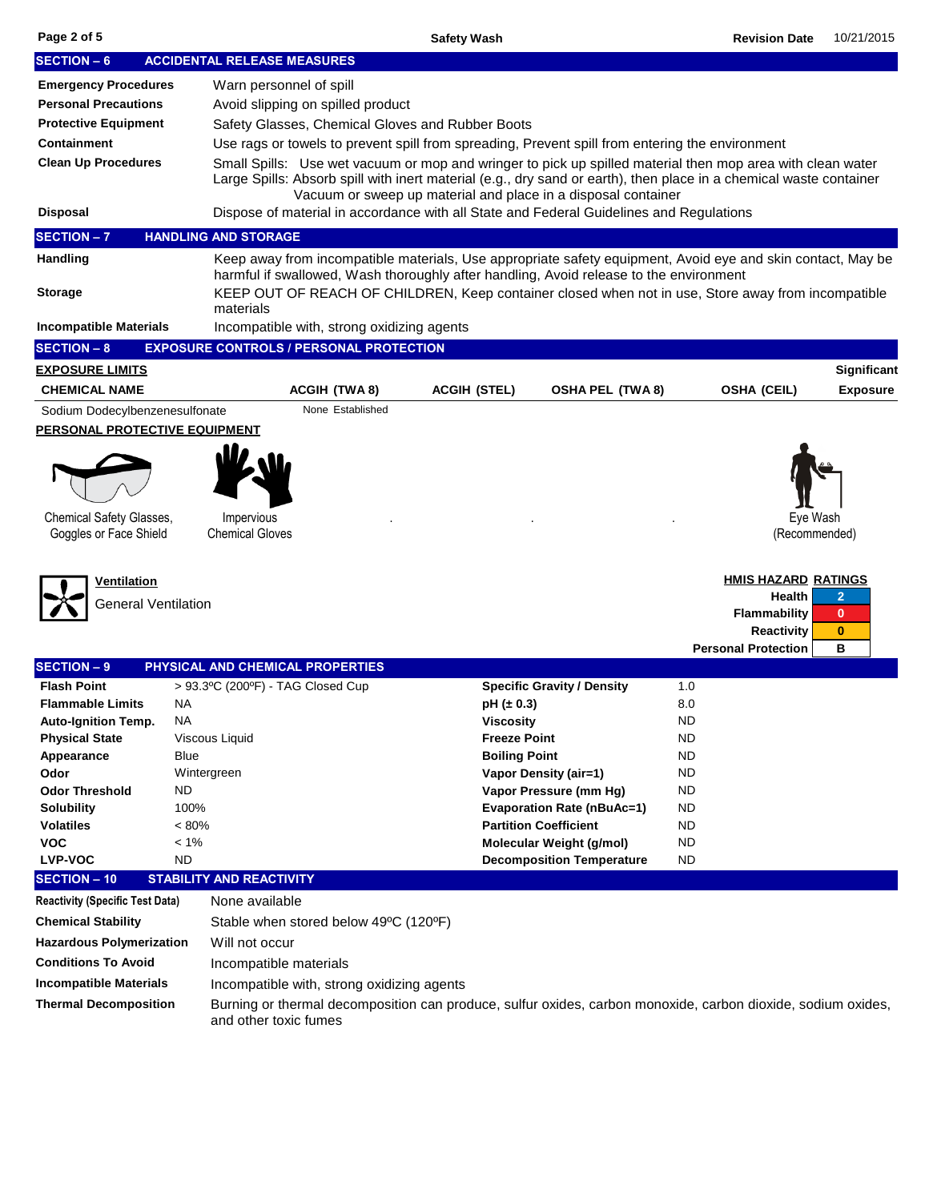## SECTION – 6 ACCIDENTAL RELEASE MEASURES

| | |
|---|---|
| **Emergency Procedures** | Warn personnel of spill |
| **Personal Precautions** | Avoid slipping on spilled product |
| **Protective Equipment** | Safety Glasses, Chemical Gloves and Rubber Boots |
| **Containment** | Use rags or towels to prevent spill from spreading, Prevent spill from entering the environment |
| **Clean Up Procedures** | Small Spills: Use wet vacuum or mop and wringer to pick up spilled material then mop area with clean water<br>Large Spills: Absorb spill with inert material (e.g., dry sand or earth), then place in a chemical waste container Vacuum or sweep up material and place in a disposal container |
| **Disposal** | Dispose of material in accordance with all State and Federal Guidelines and Regulations |

## SECTION – 7 HANDLING AND STORAGE

| | |
|---|---|
| **Handling** | Keep away from incompatible materials, Use appropriate safety equipment, Avoid eye and skin contact, May be harmful if swallowed, Wash thoroughly after handling, Avoid release to the environment |
| **Storage** | KEEP OUT OF REACH OF CHILDREN, Keep container closed when not in use, Store away from incompatible materials |
| **Incompatible Materials** | Incompatible with, strong oxidizing agents |

## SECTION – 8 EXPOSURE CONTROLS / PERSONAL PROTECTION

**EXPOSURE LIMITS**

| CHEMICAL NAME | ACGIH (TWA 8) | ACGIH (STEL) | OSHA PEL (TWA 8) | OSHA (CEIL) | Significant Exposure |
|---|---|---|---|---|---|
| Sodium Dodecylbenzenesulfonate | None Established | | | | |

**PERSONAL PROTECTIVE EQUIPMENT**

Chemical Safety Glasses, Goggles or Face Shield

Impervious Chemical Gloves

Eye Wash (Recommended)

**Ventilation**

General Ventilation

**HMIS HAZARD RATINGS**

| | |
|---|---|
| Health | 2 |
| Flammability | 0 |
| Reactivity | 0 |
| Personal Protection | B |

## SECTION – 9 PHYSICAL AND CHEMICAL PROPERTIES

| | | | |
|---|---|---|---|
| **Flash Point** | > 93.3ºC (200ºF) - TAG Closed Cup | **Specific Gravity / Density** | 1.0 |
| **Flammable Limits** | NA | **pH (± 0.3)** | 8.0 |
| **Auto-Ignition Temp.** | NA | **Viscosity** | ND |
| **Physical State** | Viscous Liquid | **Freeze Point** | ND |
| **Appearance** | Blue | **Boiling Point** | ND |
| **Odor** | Wintergreen | **Vapor Density (air=1)** | ND |
| **Odor Threshold** | ND | **Vapor Pressure (mm Hg)** | ND |
| **Solubility** | 100% | **Evaporation Rate (nBuAc=1)** | ND |
| **Volatiles** | < 80% | **Partition Coefficient** | ND |
| **VOC** | < 1% | **Molecular Weight (g/mol)** | ND |
| **LVP-VOC** | ND | **Decomposition Temperature** | ND |

## SECTION – 10 STABILITY AND REACTIVITY

| | |
|---|---|
| **Reactivity (Specific Test Data)** | None available |
| **Chemical Stability** | Stable when stored below 49ºC (120ºF) |
| **Hazardous Polymerization** | Will not occur |
| **Conditions To Avoid** | Incompatible materials |
| **Incompatible Materials** | Incompatible with, strong oxidizing agents |
| **Thermal Decomposition** | Burning or thermal decomposition can produce, sulfur oxides, carbon monoxide, carbon dioxide, sodium oxides, and other toxic fumes |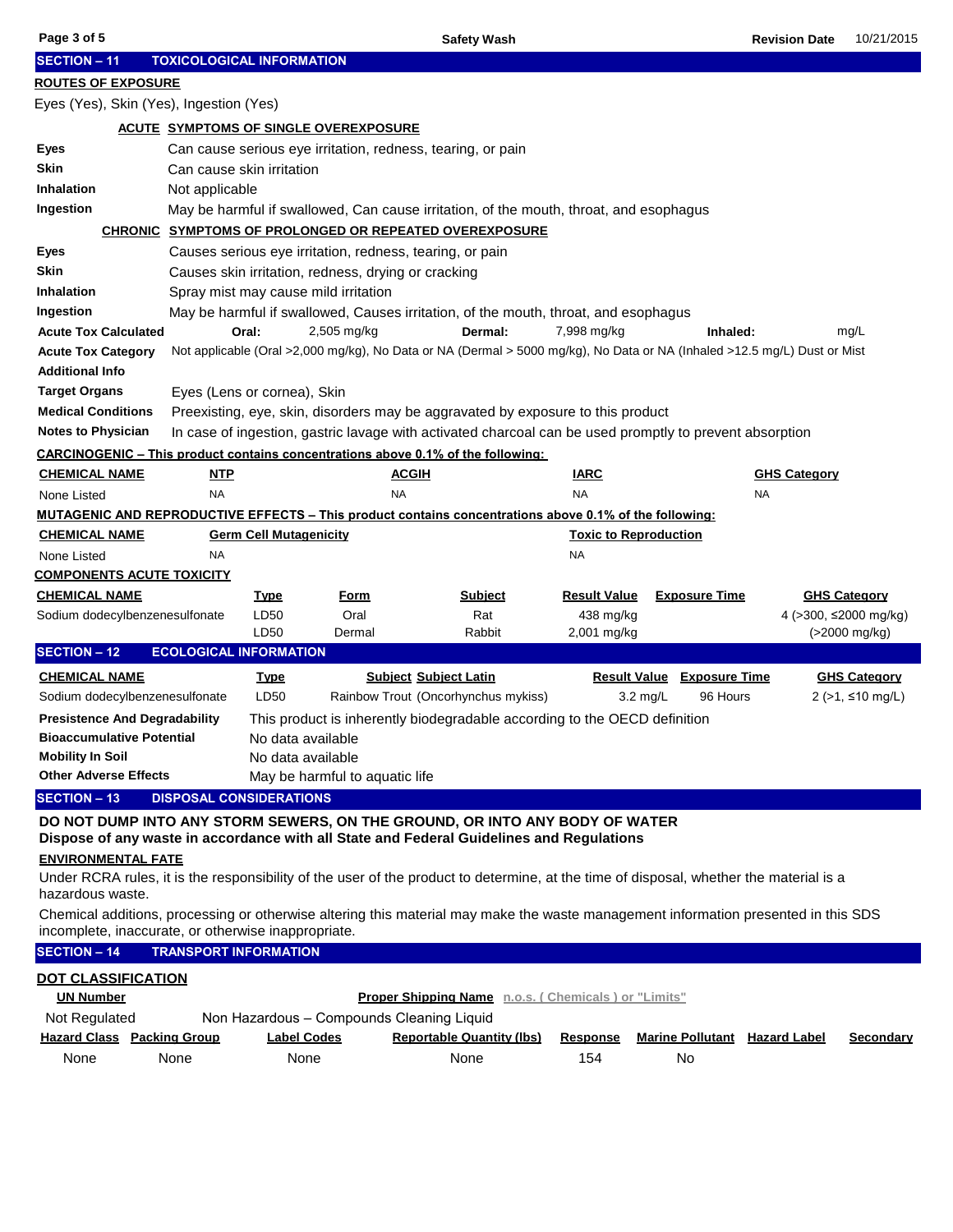## SECTION – 11 TOXICOLOGICAL INFORMATION

**ROUTES OF EXPOSURE**

Eyes (Yes), Skin (Yes), Ingestion (Yes)

**ACUTE SYMPTOMS OF SINGLE OVEREXPOSURE**

| | |
|---|---|
| **Eyes** | Can cause serious eye irritation, redness, tearing, or pain |
| **Skin** | Can cause skin irritation |
| **Inhalation** | Not applicable |
| **Ingestion** | May be harmful if swallowed, Can cause irritation, of the mouth, throat, and esophagus |

**CHRONIC SYMPTOMS OF PROLONGED OR REPEATED OVEREXPOSURE**

| | |
|---|---|
| **Eyes** | Causes serious eye irritation, redness, tearing, or pain |
| **Skin** | Causes skin irritation, redness, drying or cracking |
| **Inhalation** | Spray mist may cause mild irritation |
| **Ingestion** | May be harmful if swallowed, Causes irritation, of the mouth, throat, and esophagus |

**Acute Tox Calculated** Oral: 2,505 mg/kg Dermal: 7,998 mg/kg Inhaled: mg/L

**Acute Tox Category** Not applicable (Oral >2,000 mg/kg), No Data or NA (Dermal > 5000 mg/kg), No Data or NA (Inhaled >12.5 mg/L) Dust or Mist

**Additional Info**

**Target Organs** Eyes (Lens or cornea), Skin

**Medical Conditions** Preexisting, eye, skin, disorders may be aggravated by exposure to this product

**Notes to Physician** In case of ingestion, gastric lavage with activated charcoal can be used promptly to prevent absorption

**CARCINOGENIC – This product contains concentrations above 0.1% of the following:**

| CHEMICAL NAME | NTP | ACGIH | IARC | GHS Category |
|---|---|---|---|---|
| None Listed | NA | NA | NA | NA |

**MUTAGENIC AND REPRODUCTIVE EFFECTS – This product contains concentrations above 0.1% of the following:**

| CHEMICAL NAME | Germ Cell Mutagenicity | Toxic to Reproduction |
|---|---|---|
| None Listed | NA | NA |

**COMPONENTS ACUTE TOXICITY**

| CHEMICAL NAME | Type | Form | Subject | Result Value | Exposure Time | GHS Category |
|---|---|---|---|---|---|---|
| Sodium dodecylbenzenesulfonate | LD50 | Oral | Rat | 438 mg/kg | | 4 (>300, ≤2000 mg/kg) |
| | LD50 | Dermal | Rabbit | 2,001 mg/kg | | (>2000 mg/kg) |

## SECTION – 12 ECOLOGICAL INFORMATION

| CHEMICAL NAME | Type | Subject Subject Latin | Result Value | Exposure Time | GHS Category |
|---|---|---|---|---|---|
| Sodium dodecylbenzenesulfonate | LD50 | Rainbow Trout (Oncorhynchus mykiss) | 3.2 mg/L | 96 Hours | 2 (>1, ≤10 mg/L) |

| | |
|---|---|
| **Presistence And Degradability** | This product is inherently biodegradable according to the OECD definition |
| **Bioaccumulative Potential** | No data available |
| **Mobility In Soil** | No data available |
| **Other Adverse Effects** | May be harmful to aquatic life |

## SECTION – 13 DISPOSAL CONSIDERATIONS

**DO NOT DUMP INTO ANY STORM SEWERS, ON THE GROUND, OR INTO ANY BODY OF WATER**
**Dispose of any waste in accordance with all State and Federal Guidelines and Regulations**

**ENVIRONMENTAL FATE**

Under RCRA rules, it is the responsibility of the user of the product to determine, at the time of disposal, whether the material is a hazardous waste.

Chemical additions, processing or otherwise altering this material may make the waste management information presented in this SDS incomplete, inaccurate, or otherwise inappropriate.

## SECTION – 14 TRANSPORT INFORMATION

**DOT CLASSIFICATION**

| UN Number | Proper Shipping Name n.o.s. ( Chemicals ) or "Limits" |
|---|---|
| Not Regulated | Non Hazardous – Compounds Cleaning Liquid |

| Hazard Class | Packing Group | Label Codes | Reportable Quantity (lbs) | Response | Marine Pollutant | Hazard Label | Secondary |
|---|---|---|---|---|---|---|---|
| None | None | None | None | 154 | No | | |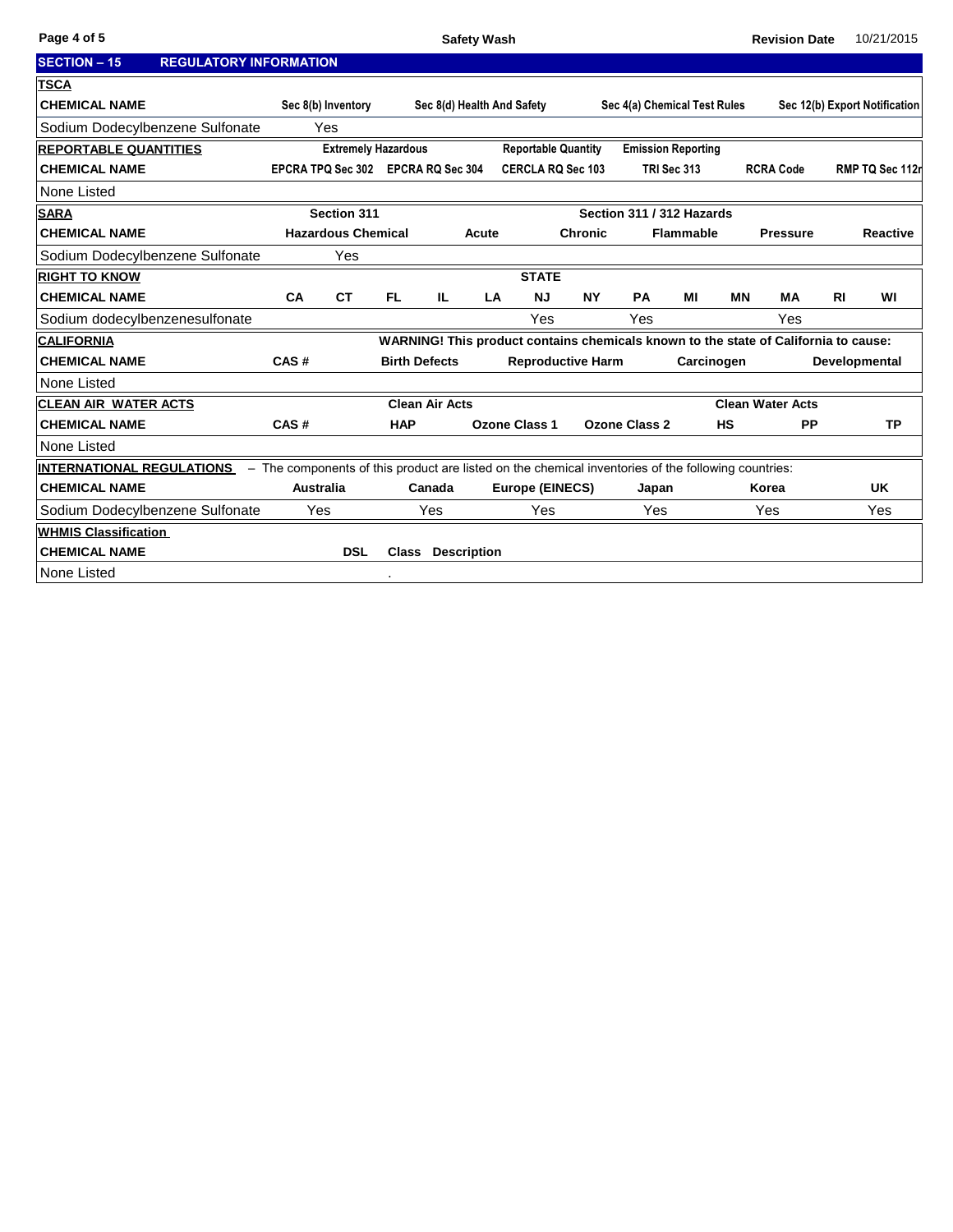## SECTION – 15 REGULATORY INFORMATION

**TSCA**

| CHEMICAL NAME | Sec 8(b) Inventory | Sec 8(d) Health And Safety | Sec 4(a) Chemical Test Rules | Sec 12(b) Export Notification |
|---|---|---|---|---|
| Sodium Dodecylbenzene Sulfonate | Yes | | | |

**REPORTABLE QUANTITIES**

| | Extremely Hazardous | | Reportable Quantity | Emission Reporting | | |
|---|---|---|---|---|---|---|
| CHEMICAL NAME | EPCRA TPQ Sec 302 | EPCRA RQ Sec 304 | CERCLA RQ Sec 103 | TRI Sec 313 | RCRA Code | RMP TQ Sec 112r |
| None Listed | | | | | | |

**SARA**

| | Section 311 | Section 311 / 312 Hazards | | | | |
|---|---|---|---|---|---|---|
| CHEMICAL NAME | Hazardous Chemical | Acute | Chronic | Flammable | Pressure | Reactive |
| Sodium Dodecylbenzene Sulfonate | Yes | | | | | |

**RIGHT TO KNOW**

| | STATE | | | | | | | | | | | | |
|---|---|---|---|---|---|---|---|---|---|---|---|---|---|
| CHEMICAL NAME | CA | CT | FL | IL | LA | NJ | NY | PA | MI | MN | MA | RI | WI |
| Sodium dodecylbenzenesulfonate | | | | | | Yes | | Yes | | | Yes | | |

**CALIFORNIA**

WARNING! This product contains chemicals known to the state of California to cause:

| CHEMICAL NAME | CAS # | Birth Defects | Reproductive Harm | Carcinogen | Developmental |
|---|---|---|---|---|---|
| None Listed | | | | | |

**CLEAN AIR WATER ACTS**

| | | Clean Air Acts | | | Clean Water Acts | | |
|---|---|---|---|---|---|---|---|
| CHEMICAL NAME | CAS # | HAP | Ozone Class 1 | Ozone Class 2 | HS | PP | TP |
| None Listed | | | | | | | |

**INTERNATIONAL REGULATIONS** – The components of this product are listed on the chemical inventories of the following countries:

| CHEMICAL NAME | Australia | Canada | Europe (EINECS) | Japan | Korea | UK |
|---|---|---|---|---|---|---|
| Sodium Dodecylbenzene Sulfonate | Yes | Yes | Yes | Yes | Yes | Yes |

**WHMIS Classification**

| CHEMICAL NAME | DSL | Class Description |
|---|---|---|
| None Listed | | . |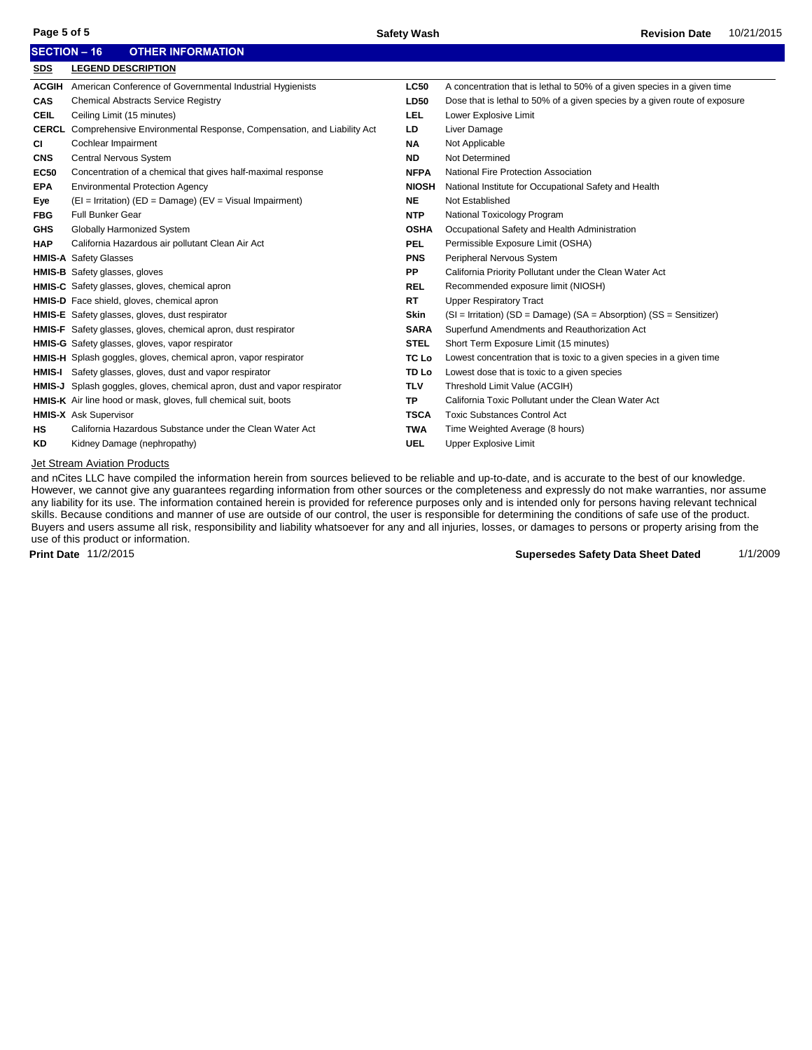## SECTION – 16 OTHER INFORMATION

| SDS | LEGEND DESCRIPTION | | |
|---|---|---|---|
| ACGIH | American Conference of Governmental Industrial Hygienists | LC50 | A concentration that is lethal to 50% of a given species in a given time |
| CAS | Chemical Abstracts Service Registry | LD50 | Dose that is lethal to 50% of a given species by a given route of exposure |
| CEIL | Ceiling Limit (15 minutes) | LEL | Lower Explosive Limit |
| CERCL | Comprehensive Environmental Response, Compensation, and Liability Act | LD | Liver Damage |
| CI | Cochlear Impairment | NA | Not Applicable |
| CNS | Central Nervous System | ND | Not Determined |
| EC50 | Concentration of a chemical that gives half-maximal response | NFPA | National Fire Protection Association |
| EPA | Environmental Protection Agency | NIOSH | National Institute for Occupational Safety and Health |
| Eye | (EI = Irritation) (ED = Damage) (EV = Visual Impairment) | NE | Not Established |
| FBG | Full Bunker Gear | NTP | National Toxicology Program |
| GHS | Globally Harmonized System | OSHA | Occupational Safety and Health Administration |
| HAP | California Hazardous air pollutant Clean Air Act | PEL | Permissible Exposure Limit (OSHA) |
| HMIS-A | Safety Glasses | PNS | Peripheral Nervous System |
| HMIS-B | Safety glasses, gloves | PP | California Priority Pollutant under the Clean Water Act |
| HMIS-C | Safety glasses, gloves, chemical apron | REL | Recommended exposure limit (NIOSH) |
| HMIS-D | Face shield, gloves, chemical apron | RT | Upper Respiratory Tract |
| HMIS-E | Safety glasses, gloves, dust respirator | Skin | (SI = Irritation) (SD = Damage) (SA = Absorption) (SS = Sensitizer) |
| HMIS-F | Safety glasses, gloves, chemical apron, dust respirator | SARA | Superfund Amendments and Reauthorization Act |
| HMIS-G | Safety glasses, gloves, vapor respirator | STEL | Short Term Exposure Limit (15 minutes) |
| HMIS-H | Splash goggles, gloves, chemical apron, vapor respirator | TC Lo | Lowest concentration that is toxic to a given species in a given time |
| HMIS-I | Safety glasses, gloves, dust and vapor respirator | TD Lo | Lowest dose that is toxic to a given species |
| HMIS-J | Splash goggles, gloves, chemical apron, dust and vapor respirator | TLV | Threshold Limit Value (ACGIH) |
| HMIS-K | Air line hood or mask, gloves, full chemical suit, boots | TP | California Toxic Pollutant under the Clean Water Act |
| HMIS-X | Ask Supervisor | TSCA | Toxic Substances Control Act |
| HS | California Hazardous Substance under the Clean Water Act | TWA | Time Weighted Average (8 hours) |
| KD | Kidney Damage (nephropathy) | UEL | Upper Explosive Limit |

Jet Stream Aviation Products

and nCites LLC have compiled the information herein from sources believed to be reliable and up-to-date, and is accurate to the best of our knowledge. However, we cannot give any guarantees regarding information from other sources or the completeness and expressly do not make warranties, nor assume any liability for its use. The information contained herein is provided for reference purposes only and is intended only for persons having relevant technical skills. Because conditions and manner of use are outside of our control, the user is responsible for determining the conditions of safe use of the product. Buyers and users assume all risk, responsibility and liability whatsoever for any and all injuries, losses, or damages to persons or property arising from the use of this product or information.

**Print Date** 11/2/2015 **Supersedes Safety Data Sheet Dated** 1/1/2009